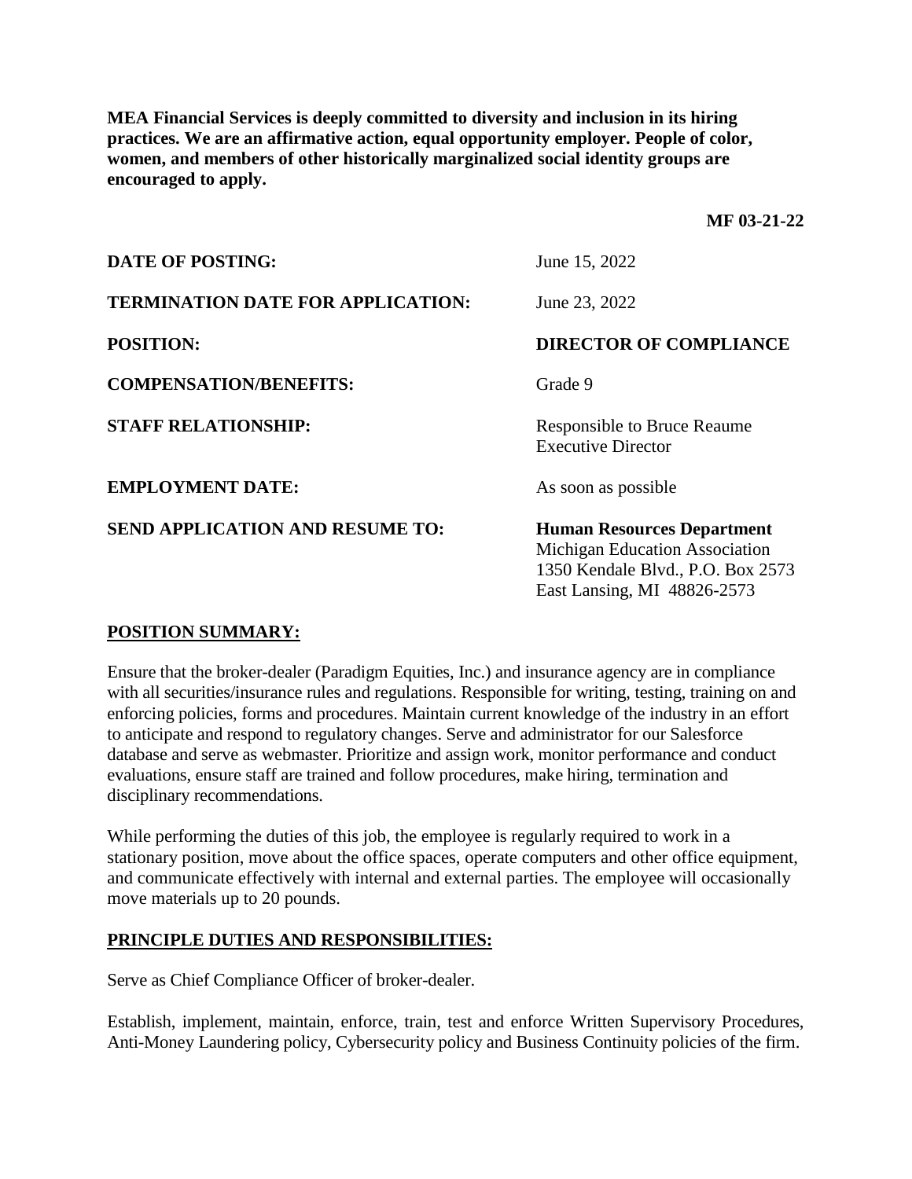**MEA Financial Services is deeply committed to diversity and inclusion in its hiring practices. We are an affirmative action, equal opportunity employer. People of color, women, and members of other historically marginalized social identity groups are encouraged to apply.**

**MF 03-21-22**

| | |
|---|---|
| **DATE OF POSTING:** | June 15, 2022 |
| **TERMINATION DATE FOR APPLICATION:** | June 23, 2022 |
| **POSITION:** | **DIRECTOR OF COMPLIANCE** |
| **COMPENSATION/BENEFITS:** | Grade 9 |
| **STAFF RELATIONSHIP:** | Responsible to Bruce Reaume<br>Executive Director |
| **EMPLOYMENT DATE:** | As soon as possible |
| **SEND APPLICATION AND RESUME TO:** | **Human Resources Department**<br>Michigan Education Association<br>1350 Kendale Blvd., P.O. Box 2573<br>East Lansing, MI 48826-2573 |

## POSITION SUMMARY:

Ensure that the broker-dealer (Paradigm Equities, Inc.) and insurance agency are in compliance with all securities/insurance rules and regulations. Responsible for writing, testing, training on and enforcing policies, forms and procedures. Maintain current knowledge of the industry in an effort to anticipate and respond to regulatory changes. Serve and administrator for our Salesforce database and serve as webmaster. Prioritize and assign work, monitor performance and conduct evaluations, ensure staff are trained and follow procedures, make hiring, termination and disciplinary recommendations.

While performing the duties of this job, the employee is regularly required to work in a stationary position, move about the office spaces, operate computers and other office equipment, and communicate effectively with internal and external parties. The employee will occasionally move materials up to 20 pounds.

## PRINCIPLE DUTIES AND RESPONSIBILITIES:

Serve as Chief Compliance Officer of broker-dealer.

Establish, implement, maintain, enforce, train, test and enforce Written Supervisory Procedures, Anti-Money Laundering policy, Cybersecurity policy and Business Continuity policies of the firm.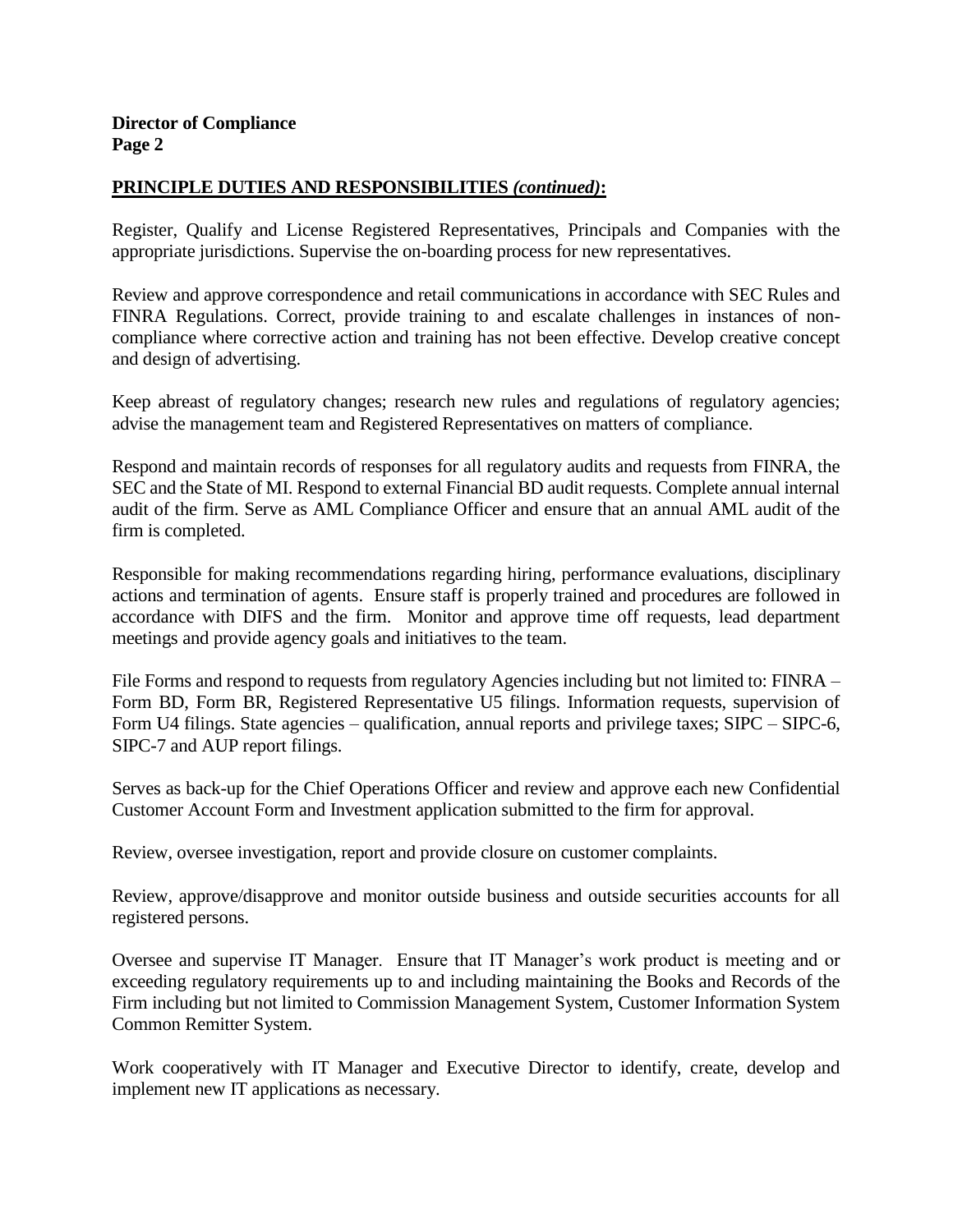**Director of Compliance**
**Page 2**

**PRINCIPLE DUTIES AND RESPONSIBILITIES *(continued)*:**

Register, Qualify and License Registered Representatives, Principals and Companies with the appropriate jurisdictions. Supervise the on-boarding process for new representatives.

Review and approve correspondence and retail communications in accordance with SEC Rules and FINRA Regulations. Correct, provide training to and escalate challenges in instances of non-compliance where corrective action and training has not been effective. Develop creative concept and design of advertising.

Keep abreast of regulatory changes; research new rules and regulations of regulatory agencies; advise the management team and Registered Representatives on matters of compliance.

Respond and maintain records of responses for all regulatory audits and requests from FINRA, the SEC and the State of MI. Respond to external Financial BD audit requests. Complete annual internal audit of the firm. Serve as AML Compliance Officer and ensure that an annual AML audit of the firm is completed.

Responsible for making recommendations regarding hiring, performance evaluations, disciplinary actions and termination of agents. Ensure staff is properly trained and procedures are followed in accordance with DIFS and the firm. Monitor and approve time off requests, lead department meetings and provide agency goals and initiatives to the team.

File Forms and respond to requests from regulatory Agencies including but not limited to: FINRA – Form BD, Form BR, Registered Representative U5 filings. Information requests, supervision of Form U4 filings. State agencies – qualification, annual reports and privilege taxes; SIPC – SIPC-6, SIPC-7 and AUP report filings.

Serves as back-up for the Chief Operations Officer and review and approve each new Confidential Customer Account Form and Investment application submitted to the firm for approval.

Review, oversee investigation, report and provide closure on customer complaints.

Review, approve/disapprove and monitor outside business and outside securities accounts for all registered persons.

Oversee and supervise IT Manager. Ensure that IT Manager's work product is meeting and or exceeding regulatory requirements up to and including maintaining the Books and Records of the Firm including but not limited to Commission Management System, Customer Information System Common Remitter System.

Work cooperatively with IT Manager and Executive Director to identify, create, develop and implement new IT applications as necessary.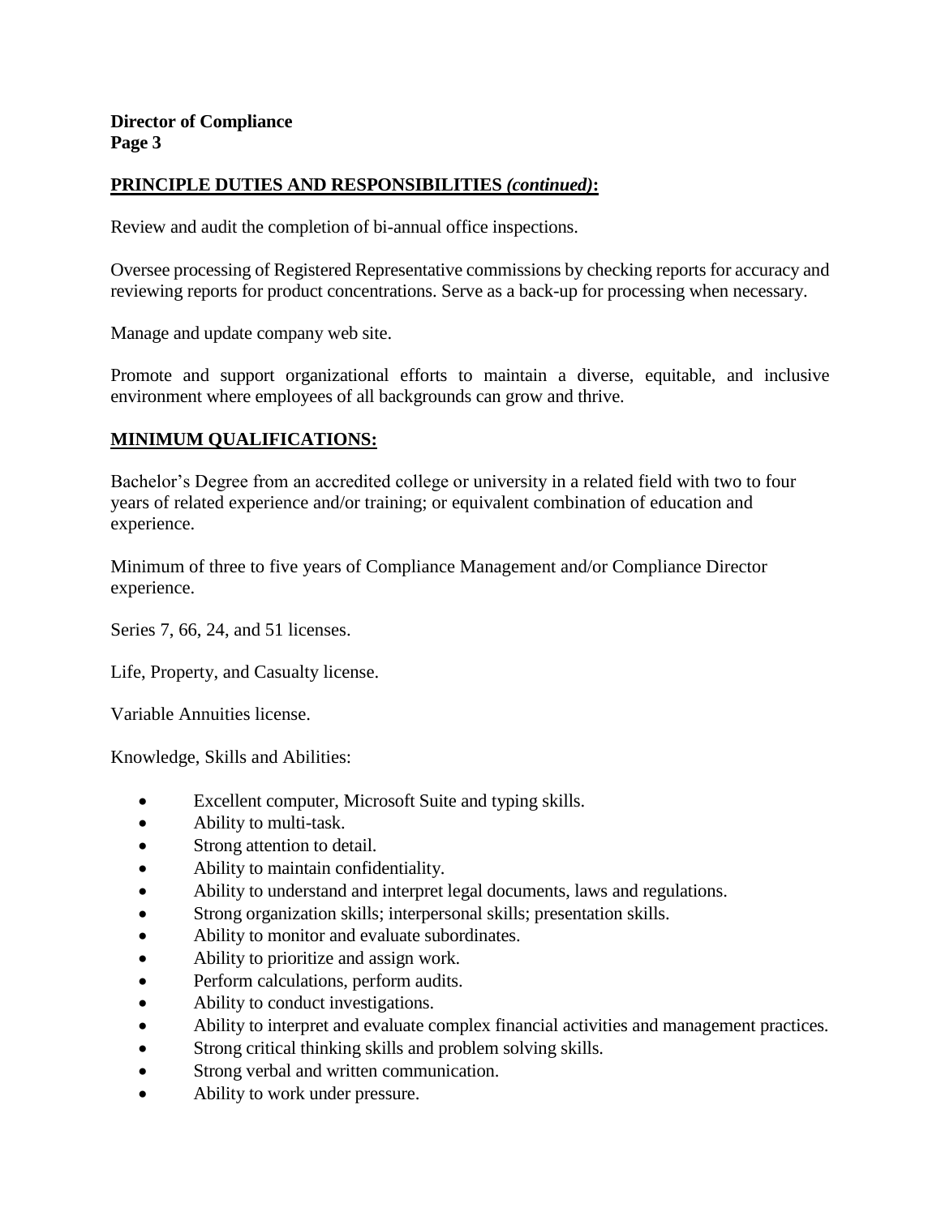## PRINCIPLE DUTIES AND RESPONSIBILITIES *(continued)*:

Review and audit the completion of bi-annual office inspections.

Oversee processing of Registered Representative commissions by checking reports for accuracy and reviewing reports for product concentrations. Serve as a back-up for processing when necessary.

Manage and update company web site.

Promote and support organizational efforts to maintain a diverse, equitable, and inclusive environment where employees of all backgrounds can grow and thrive.

## MINIMUM QUALIFICATIONS:

Bachelor's Degree from an accredited college or university in a related field with two to four years of related experience and/or training; or equivalent combination of education and experience.

Minimum of three to five years of Compliance Management and/or Compliance Director experience.

Series 7, 66, 24, and 51 licenses.

Life, Property, and Casualty license.

Variable Annuities license.

Knowledge, Skills and Abilities:

- Excellent computer, Microsoft Suite and typing skills.
- Ability to multi-task.
- Strong attention to detail.
- Ability to maintain confidentiality.
- Ability to understand and interpret legal documents, laws and regulations.
- Strong organization skills; interpersonal skills; presentation skills.
- Ability to monitor and evaluate subordinates.
- Ability to prioritize and assign work.
- Perform calculations, perform audits.
- Ability to conduct investigations.
- Ability to interpret and evaluate complex financial activities and management practices.
- Strong critical thinking skills and problem solving skills.
- Strong verbal and written communication.
- Ability to work under pressure.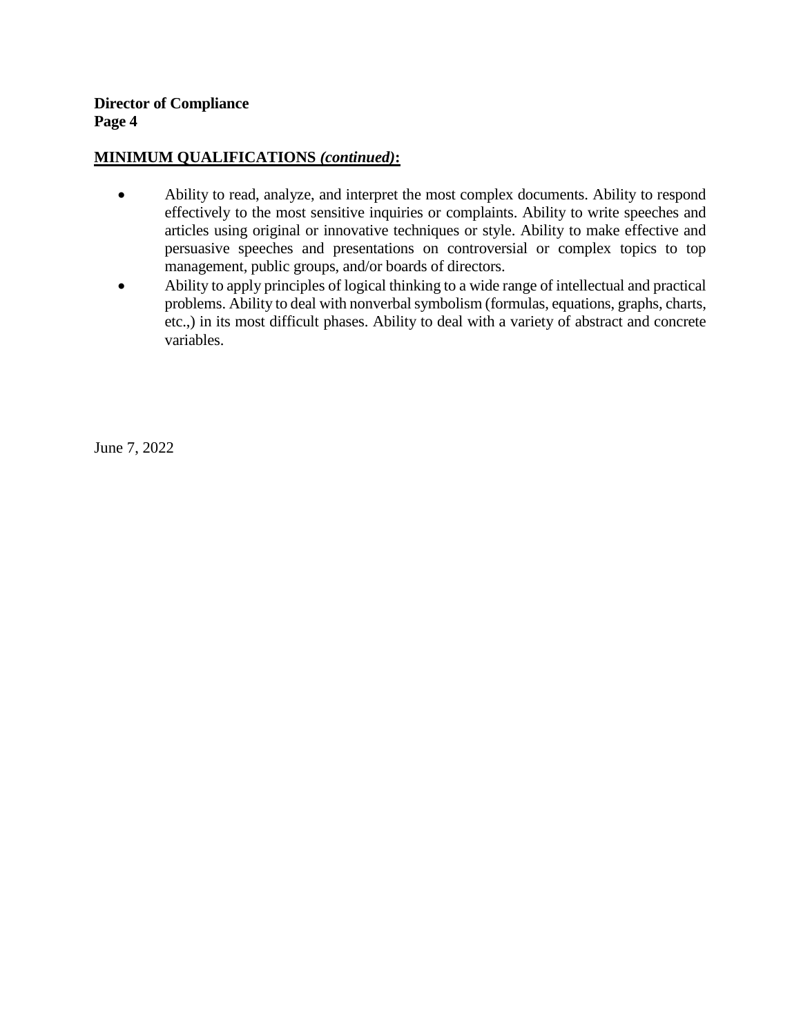## MINIMUM QUALIFICATIONS *(continued)*:

- Ability to read, analyze, and interpret the most complex documents. Ability to respond effectively to the most sensitive inquiries or complaints. Ability to write speeches and articles using original or innovative techniques or style. Ability to make effective and persuasive speeches and presentations on controversial or complex topics to top management, public groups, and/or boards of directors.
- Ability to apply principles of logical thinking to a wide range of intellectual and practical problems. Ability to deal with nonverbal symbolism (formulas, equations, graphs, charts, etc.,) in its most difficult phases. Ability to deal with a variety of abstract and concrete variables.

June 7, 2022